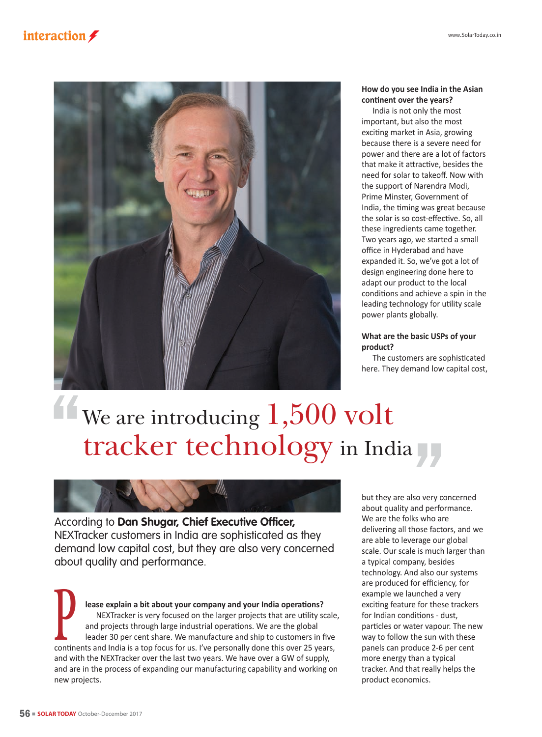# We are introducing 1,500 volt tracker technology in India

According to **Dan Shugar, Chief Executive Officer,** NEXTracker customers in India are sophisticated as they demand low capital cost, but they are also very concerned about quality and performance.

**Please explain a bit about your company and your India operations?**

NEXTracker is very focused on the larger projects that are utility scale, and projects through large industrial operations. We are the global leader 30 per cent share. We manufacture and ship to customers in five continents and India is a top focus for us. I've personally done this over 25 years, and with the NEXTracker over the last two years. We have over a GW of supply, and are in the process of expanding our manufacturing capability and working on new projects.

**How do you see India in the Asian continent over the years?**

India is not only the most important, but also the most exciting market in Asia, growing because there is a severe need for power and there are a lot of factors that make it attractive, besides the need for solar to takeoff. Now with the support of Narendra Modi, Prime Minster, Government of India, the timing was great because the solar is so cost-effective. So, all these ingredients came together. Two years ago, we started a small office in Hyderabad and have expanded it. So, we've got a lot of design engineering done here to adapt our product to the local conditions and achieve a spin in the leading technology for utility scale power plants globally.

**What are the basic USPs of your product?**

The customers are sophisticated here. They demand low capital cost, but they are also very concerned about quality and performance. We are the folks who are delivering all those factors, and we are able to leverage our global scale. Our scale is much larger than a typical company, besides technology. And also our systems are produced for efficiency, for example we launched a very exciting feature for these trackers for Indian conditions - dust, particles or water vapour. The new way to follow the sun with these panels can produce 2-6 per cent more energy than a typical tracker. And that really helps the product economics.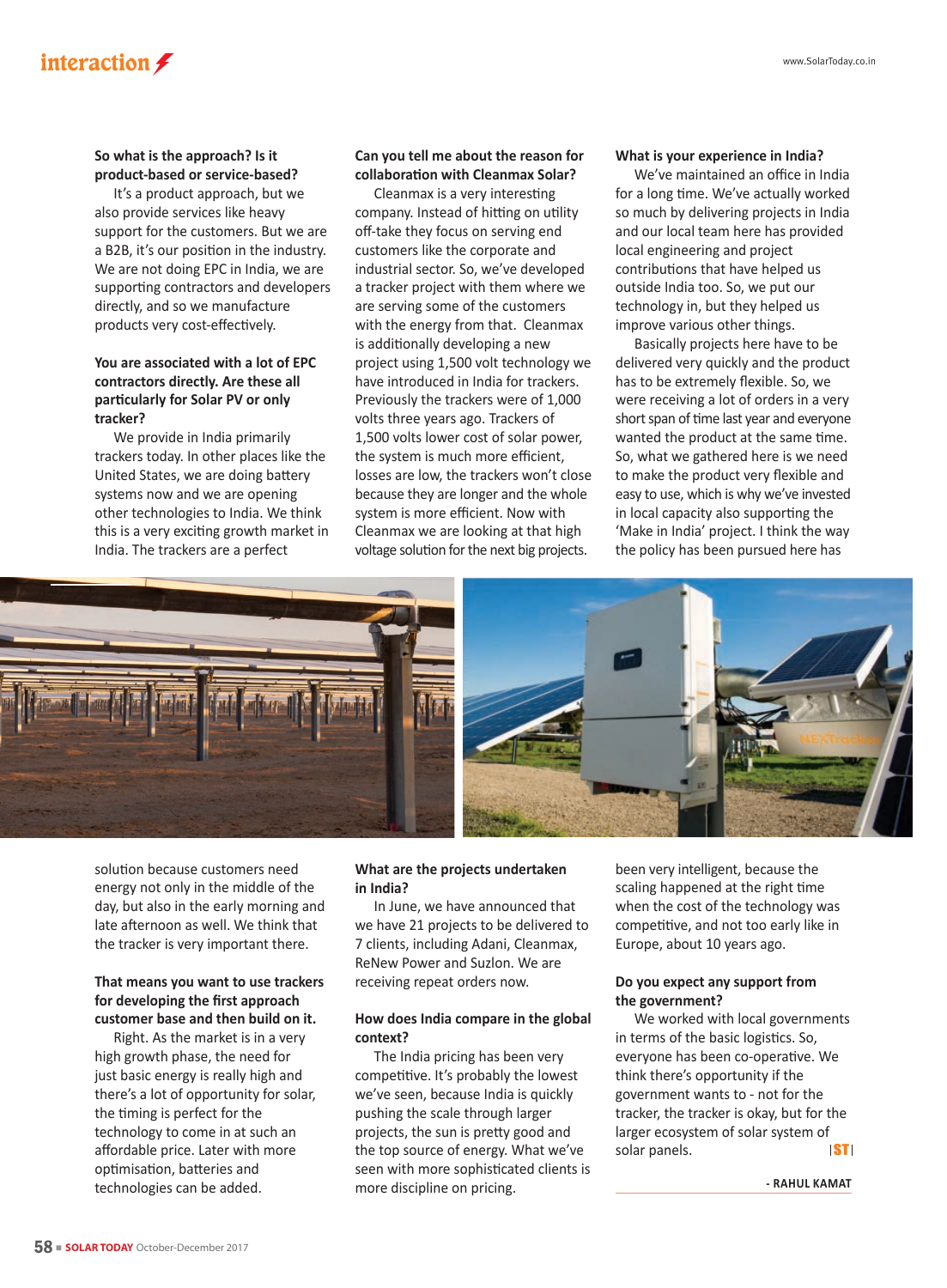**So what is the approach? Is it product-based or service-based?**

It's a product approach, but we also provide services like heavy support for the customers. But we are a B2B, it's our position in the industry. We are not doing EPC in India, we are supporting contractors and developers directly, and so we manufacture products very cost-effectively.

**You are associated with a lot of EPC contractors directly. Are these all particularly for Solar PV or only tracker?**

We provide in India primarily trackers today. In other places like the United States, we are doing battery systems now and we are opening other technologies to India. We think this is a very exciting growth market in India. The trackers are a perfect solution because customers need energy not only in the middle of the day, but also in the early morning and late afternoon as well. We think that the tracker is very important there.

**That means you want to use trackers for developing the first approach customer base and then build on it.**

Right. As the market is in a very high growth phase, the need for just basic energy is really high and there's a lot of opportunity for solar, the timing is perfect for the technology to come in at such an affordable price. Later with more optimisation, batteries and technologies can be added.

**Can you tell me about the reason for collaboration with Cleanmax Solar?**

Cleanmax is a very interesting company. Instead of hitting on utility off-take they focus on serving end customers like the corporate and industrial sector. So, we've developed a tracker project with them where we are serving some of the customers with the energy from that. Cleanmax is additionally developing a new project using 1,500 volt technology we have introduced in India for trackers. Previously the trackers were of 1,000 volts three years ago. Trackers of 1,500 volts lower cost of solar power, the system is much more efficient, losses are low, the trackers won't close because they are longer and the whole system is more efficient. Now with Cleanmax we are looking at that high voltage solution for the next big projects.

**What are the projects undertaken in India?**

In June, we have announced that we have 21 projects to be delivered to 7 clients, including Adani, Cleanmax, ReNew Power and Suzlon. We are receiving repeat orders now.

**How does India compare in the global context?**

The India pricing has been very competitive. It's probably the lowest we've seen, because India is quickly pushing the scale through larger projects, the sun is pretty good and the top source of energy. What we've seen with more sophisticated clients is more discipline on pricing.

**What is your experience in India?**

We've maintained an office in India for a long time. We've actually worked so much by delivering projects in India and our local team here has provided local engineering and project contributions that have helped us outside India too. So, we put our technology in, but they helped us improve various other things.

Basically projects here have to be delivered very quickly and the product has to be extremely flexible. So, we were receiving a lot of orders in a very short span of time last year and everyone wanted the product at the same time. So, what we gathered here is we need to make the product very flexible and easy to use, which is why we've invested in local capacity also supporting the 'Make in India' project. I think the way the policy has been pursued here has been very intelligent, because the scaling happened at the right time when the cost of the technology was competitive, and not too early like in Europe, about 10 years ago.

**Do you expect any support from the government?**

We worked with local governments in terms of the basic logistics. So, everyone has been co-operative. We think there's opportunity if the government wants to - not for the tracker, the tracker is okay, but for the larger ecosystem of solar system of solar panels. |ST|

**- RAHUL KAMAT**